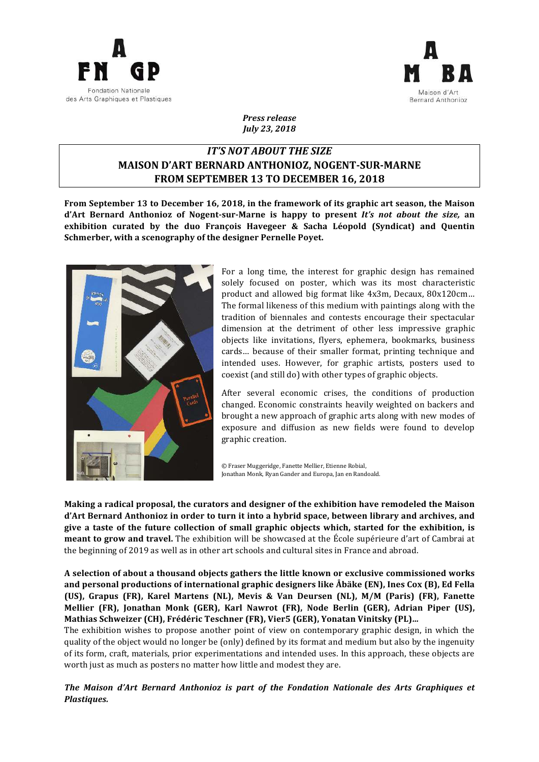Fondation Nationale des Arts Graphiques et Plastiques

Maison d'Art Bernard Anthonioz

***Press release***
***July 23, 2018***

# *IT'S NOT ABOUT THE SIZE*
# MAISON D'ART BERNARD ANTHONIOZ, NOGENT-SUR-MARNE
# FROM SEPTEMBER 13 TO DECEMBER 16, 2018

**From September 13 to December 16, 2018, in the framework of its graphic art season, the Maison d'Art Bernard Anthonioz of Nogent-sur-Marne is happy to present *It's not about the size,* an exhibition curated by the duo François Havegeer & Sacha Léopold (Syndicat) and Quentin Schmerber, with a scenography of the designer Pernelle Poyet.**

For a long time, the interest for graphic design has remained solely focused on poster, which was its most characteristic product and allowed big format like 4x3m, Decaux, 80x120cm… The formal likeness of this medium with paintings along with the tradition of biennales and contests encourage their spectacular dimension at the detriment of other less impressive graphic objects like invitations, flyers, ephemera, bookmarks, business cards… because of their smaller format, printing technique and intended uses. However, for graphic artists, posters used to coexist (and still do) with other types of graphic objects.

After several economic crises, the conditions of production changed. Economic constraints heavily weighted on backers and brought a new approach of graphic arts along with new modes of exposure and diffusion as new fields were found to develop graphic creation.

© Fraser Muggeridge, Fanette Mellier, Etienne Robial, Jonathan Monk, Ryan Gander and Europa, Jan en Randoald.

**Making a radical proposal, the curators and designer of the exhibition have remodeled the Maison d'Art Bernard Anthonioz in order to turn it into a hybrid space, between library and archives, and give a taste of the future collection of small graphic objects which, started for the exhibition, is meant to grow and travel.** The exhibition will be showcased at the École supérieure d'art of Cambrai at the beginning of 2019 as well as in other art schools and cultural sites in France and abroad.

**A selection of about a thousand objects gathers the little known or exclusive commissioned works and personal productions of international graphic designers like Åbäke (EN), Ines Cox (B), Ed Fella (US), Grapus (FR), Karel Martens (NL), Mevis & Van Deursen (NL), M/M (Paris) (FR), Fanette Mellier (FR), Jonathan Monk (GER), Karl Nawrot (FR), Node Berlin (GER), Adrian Piper (US), Mathias Schweizer (CH), Frédéric Teschner (FR), Vier5 (GER), Yonatan Vinitsky (PL)…**
The exhibition wishes to propose another point of view on contemporary graphic design, in which the quality of the object would no longer be (only) defined by its format and medium but also by the ingenuity of its form, craft, materials, prior experimentations and intended uses. In this approach, these objects are worth just as much as posters no matter how little and modest they are.

***The Maison d'Art Bernard Anthonioz is part of the Fondation Nationale des Arts Graphiques et Plastiques.***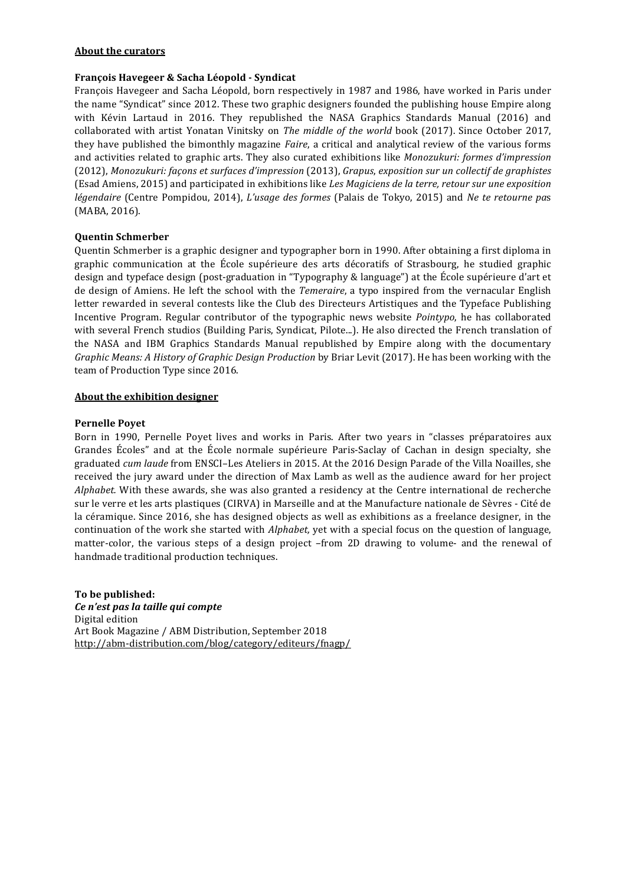## About the curators

### François Havegeer & Sacha Léopold - Syndicat

François Havegeer and Sacha Léopold, born respectively in 1987 and 1986, have worked in Paris under the name "Syndicat" since 2012. These two graphic designers founded the publishing house Empire along with Kévin Lartaud in 2016. They republished the NASA Graphics Standards Manual (2016) and collaborated with artist Yonatan Vinitsky on *The middle of the world* book (2017). Since October 2017, they have published the bimonthly magazine *Faire*, a critical and analytical review of the various forms and activities related to graphic arts. They also curated exhibitions like *Monozukuri: formes d'impression* (2012), *Monozukuri: façons et surfaces d'impression* (2013), *Grapus, exposition sur un collectif de graphistes* (Esad Amiens, 2015) and participated in exhibitions like *Les Magiciens de la terre, retour sur une exposition légendaire* (Centre Pompidou, 2014), *L'usage des formes* (Palais de Tokyo, 2015) and *Ne te retourne pa*s (MABA, 2016).

### Quentin Schmerber

Quentin Schmerber is a graphic designer and typographer born in 1990. After obtaining a first diploma in graphic communication at the École supérieure des arts décoratifs of Strasbourg, he studied graphic design and typeface design (post-graduation in "Typography & language") at the École supérieure d'art et de design of Amiens. He left the school with the *Temeraire*, a typo inspired from the vernacular English letter rewarded in several contests like the Club des Directeurs Artistiques and the Typeface Publishing Incentive Program. Regular contributor of the typographic news website *Pointypo*, he has collaborated with several French studios (Building Paris, Syndicat, Pilote...). He also directed the French translation of the NASA and IBM Graphics Standards Manual republished by Empire along with the documentary *Graphic Means: A History of Graphic Design Production* by Briar Levit (2017). He has been working with the team of Production Type since 2016.

## About the exhibition designer

### Pernelle Poyet

Born in 1990, Pernelle Poyet lives and works in Paris. After two years in "classes préparatoires aux Grandes Écoles" and at the École normale supérieure Paris-Saclay of Cachan in design specialty, she graduated *cum laude* from ENSCI–Les Ateliers in 2015. At the 2016 Design Parade of the Villa Noailles, she received the jury award under the direction of Max Lamb as well as the audience award for her project *Alphabet.* With these awards, she was also granted a residency at the Centre international de recherche sur le verre et les arts plastiques (CIRVA) in Marseille and at the Manufacture nationale de Sèvres - Cité de la céramique. Since 2016, she has designed objects as well as exhibitions as a freelance designer, in the continuation of the work she started with *Alphabet,* yet with a special focus on the question of language, matter-color, the various steps of a design project –from 2D drawing to volume- and the renewal of handmade traditional production techniques.

**To be published:**
***Ce n'est pas la taille qui compte***
Digital edition
Art Book Magazine / ABM Distribution, September 2018
http://abm-distribution.com/blog/category/editeurs/fnagp/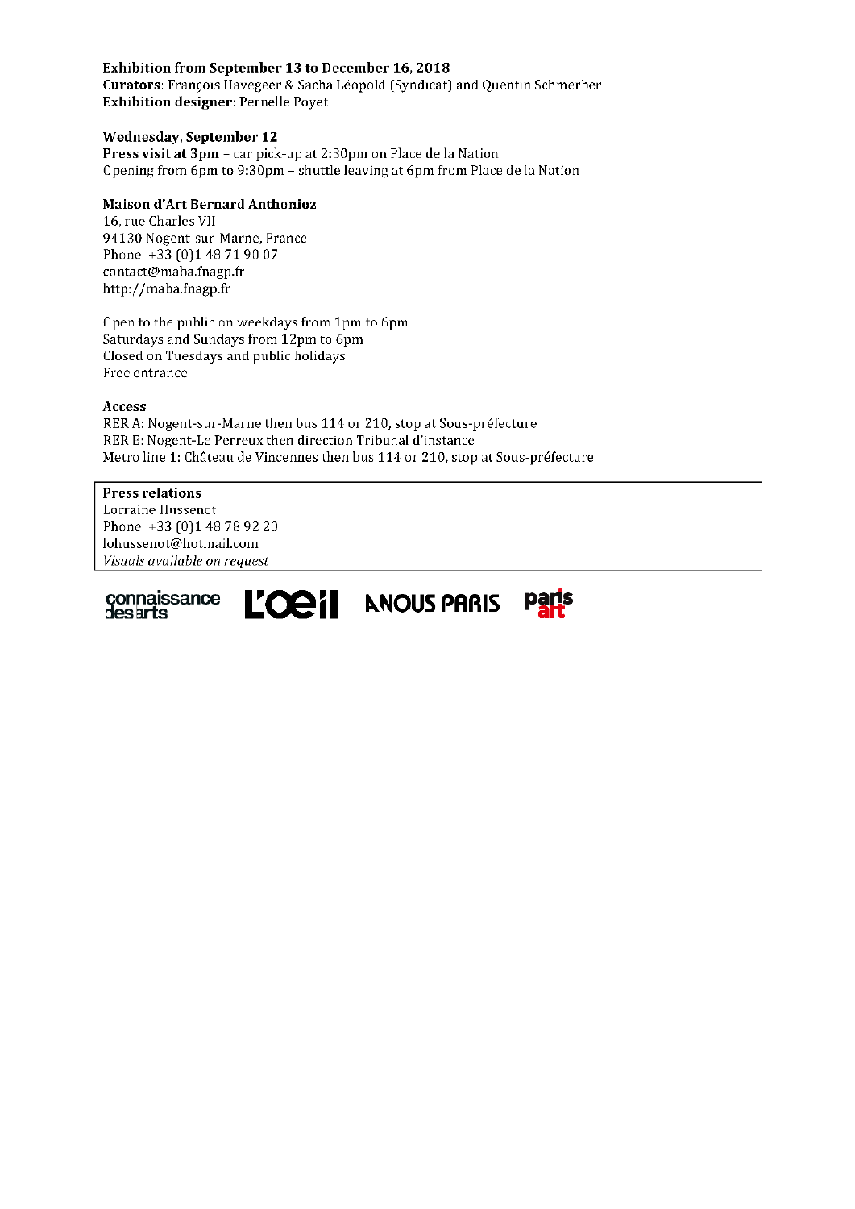**Exhibition from September 13 to December 16, 2018**
**Curators**: François Havegeer & Sacha Léopold (Syndicat) and Quentin Schmerber
**Exhibition designer**: Pernelle Poyet

**Wednesday, September 12**
**Press visit at 3pm** – car pick-up at 2:30pm on Place de la Nation
Opening from 6pm to 9:30pm – shuttle leaving at 6pm from Place de la Nation

**Maison d'Art Bernard Anthonioz**
16, rue Charles VII
94130 Nogent-sur-Marne, France
Phone: +33 (0)1 48 71 90 07
contact@maba.fnagp.fr
http://maba.fnagp.fr

Open to the public on weekdays from 1pm to 6pm
Saturdays and Sundays from 12pm to 6pm
Closed on Tuesdays and public holidays
Free entrance

**Access**
RER A: Nogent-sur-Marne then bus 114 or 210, stop at Sous-préfecture
RER E: Nogent-Le Perreux then direction Tribunal d'instance
Metro line 1: Château de Vincennes then bus 114 or 210, stop at Sous-préfecture

**Press relations**
Lorraine Hussenot
Phone: +33 (0)1 48 78 92 20
lohussenot@hotmail.com
*Visuals available on request*

connaissance des arts L'Oeil A NOUS PARIS paris art